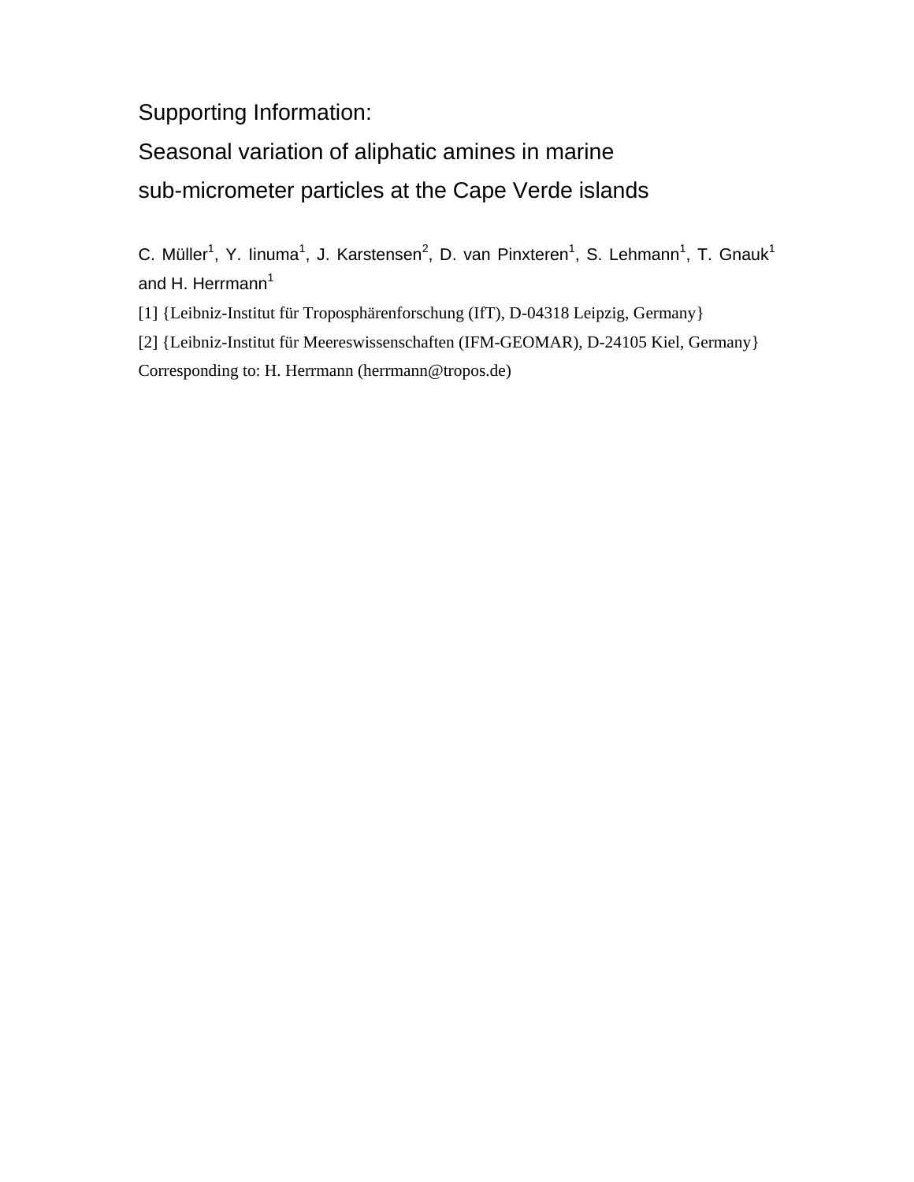# Supporting Information:

# Seasonal variation of aliphatic amines in marine sub-micrometer particles at the Cape Verde islands

C. Müller[1], Y. Iinuma[1], J. Karstensen[2], D. van Pinxteren[1], S. Lehmann[1], T. Gnauk[1] and H. Herrmann[1]

[1] {Leibniz-Institut für Troposphärenforschung (IfT), D-04318 Leipzig, Germany}

[2] {Leibniz-Institut für Meereswissenschaften (IFM-GEOMAR), D-24105 Kiel, Germany}

Corresponding to: H. Herrmann (herrmann@tropos.de)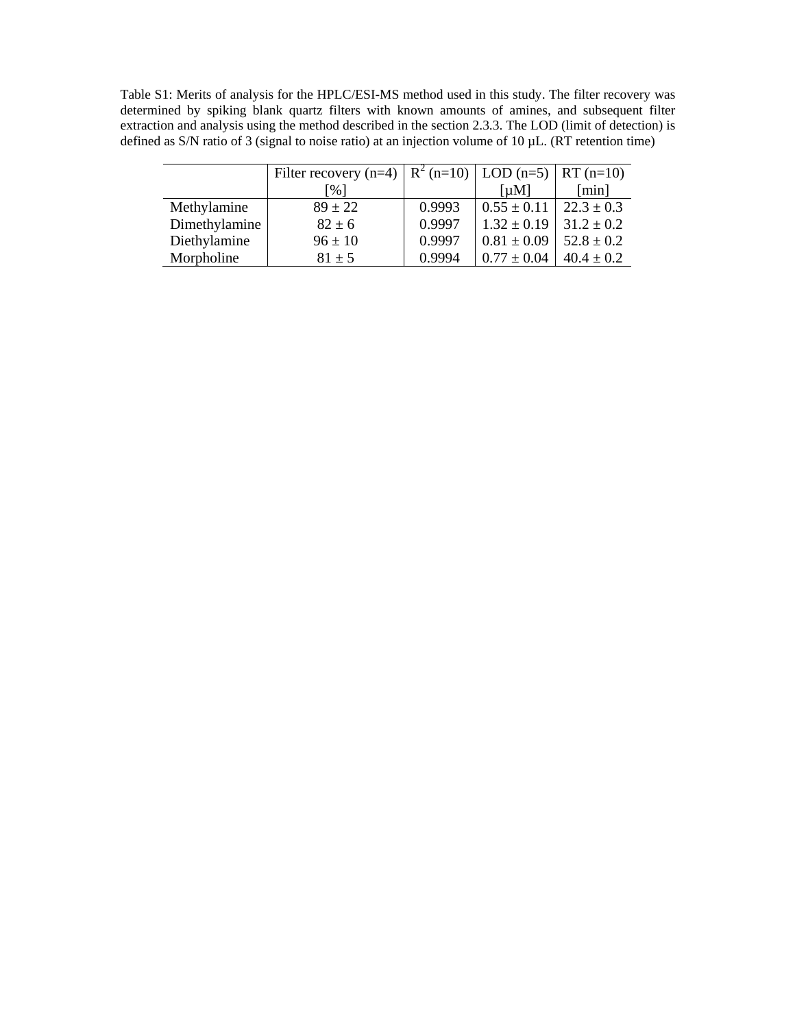Table S1: Merits of analysis for the HPLC/ESI-MS method used in this study. The filter recovery was determined by spiking blank quartz filters with known amounts of amines, and subsequent filter extraction and analysis using the method described in the section 2.3.3. The LOD (limit of detection) is defined as S/N ratio of 3 (signal to noise ratio) at an injection volume of 10 µL. (RT retention time)

| | Filter recovery (n=4) [%] | $R^2$ (n=10) | LOD (n=5) [µM] | RT (n=10) [min] |
|---|---|---|---|---|
| Methylamine | 89 ± 22 | 0.9993 | 0.55 ± 0.11 | 22.3 ± 0.3 |
| Dimethylamine | 82 ± 6 | 0.9997 | 1.32 ± 0.19 | 31.2 ± 0.2 |
| Diethylamine | 96 ± 10 | 0.9997 | 0.81 ± 0.09 | 52.8 ± 0.2 |
| Morpholine | 81 ± 5 | 0.9994 | 0.77 ± 0.04 | 40.4 ± 0.2 |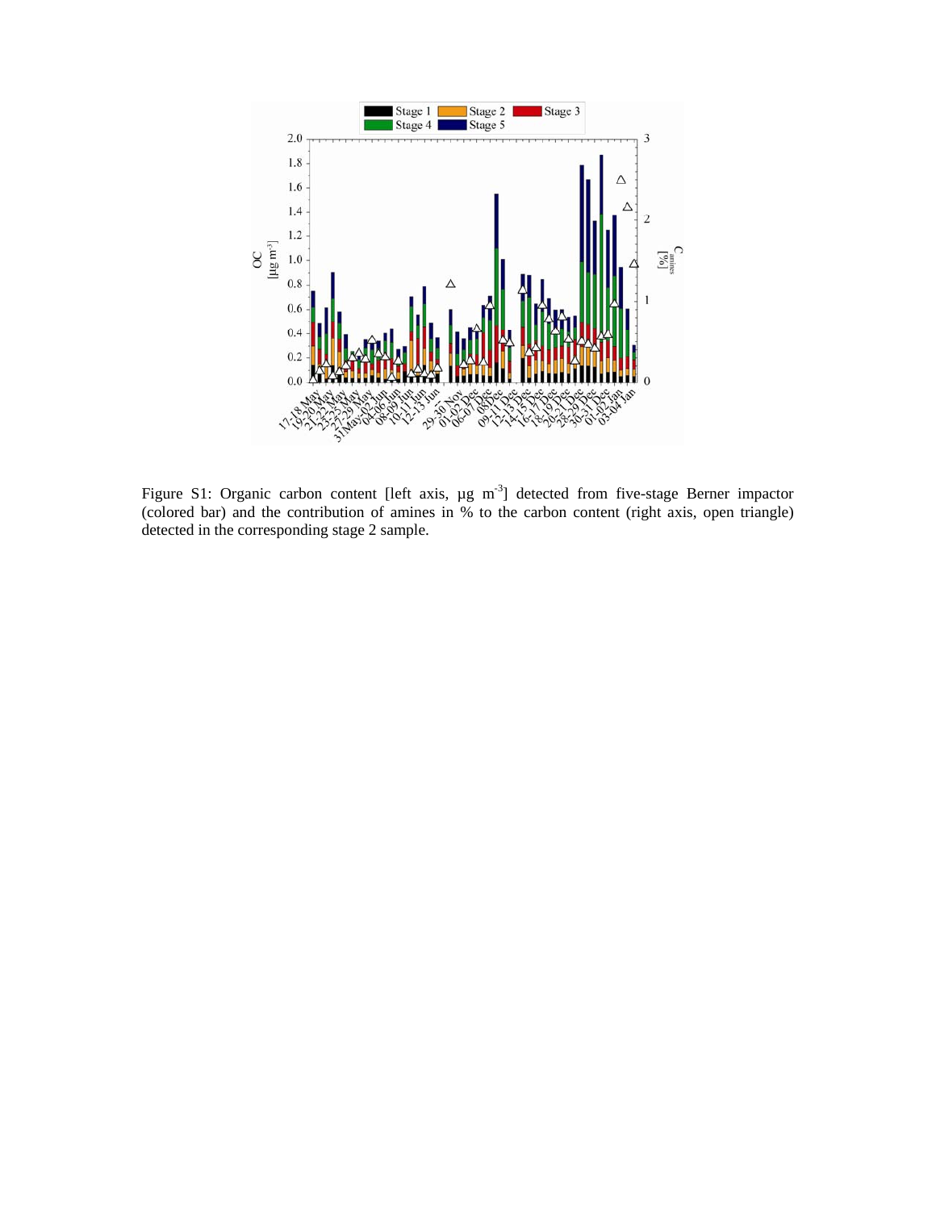Figure S1: Organic carbon content [left axis, µg m$^{-3}$] detected from five-stage Berner impactor (colored bar) and the contribution of amines in % to the carbon content (right axis, open triangle) detected in the corresponding stage 2 sample.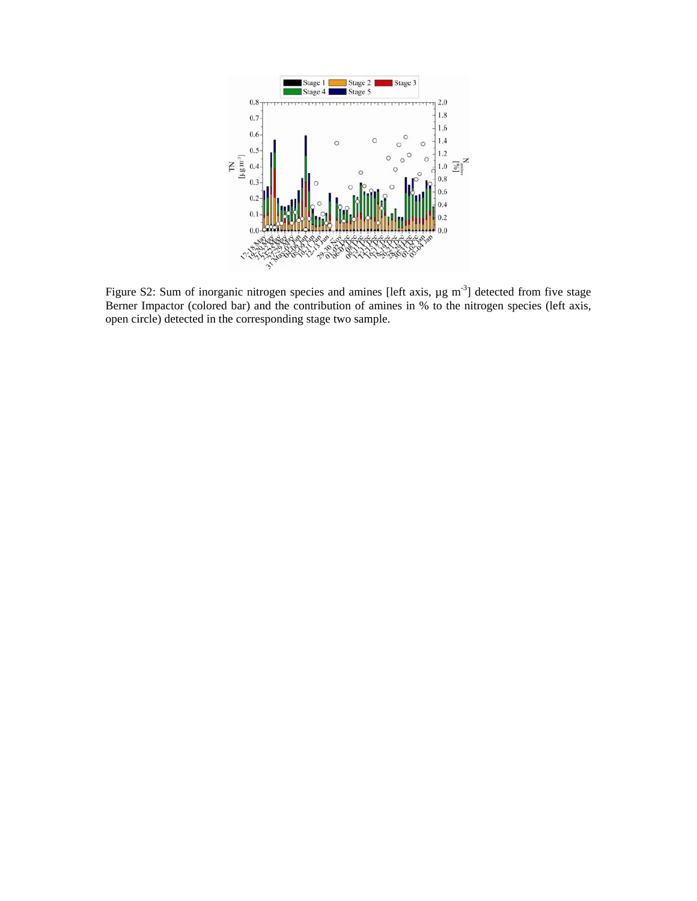Figure S2: Sum of inorganic nitrogen species and amines [left axis, µg m$^{-3}$] detected from five stage Berner Impactor (colored bar) and the contribution of amines in % to the nitrogen species (left axis, open circle) detected in the corresponding stage two sample.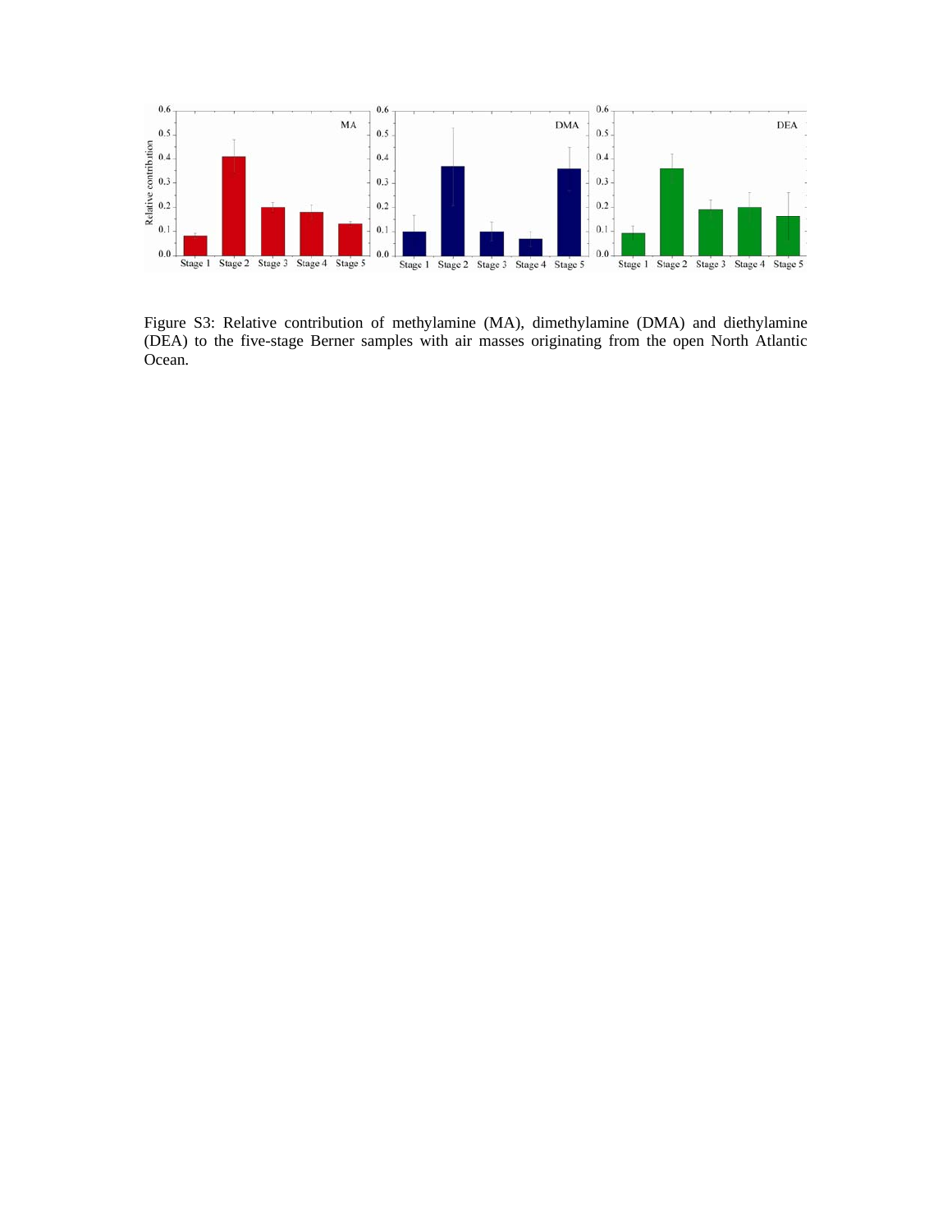Figure S3: Relative contribution of methylamine (MA), dimethylamine (DMA) and diethylamine (DEA) to the five-stage Berner samples with air masses originating from the open North Atlantic Ocean.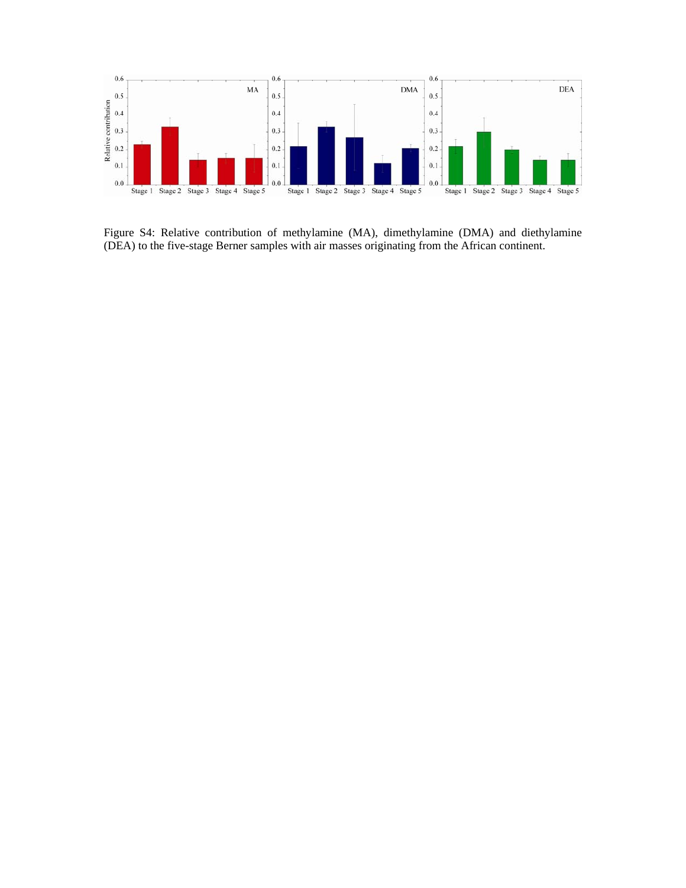0.6
0.5
0.4
0.3
0.2
0.1
0.0

Relative contribution

MA

Stage 1 Stage 2 Stage 3 Stage 4 Stage 5

0.6
0.5
0.4
0.3
0.2
0.1
0.0

DMA

Stage 1 Stage 2 Stage 3 Stage 4 Stage 5

0.6
0.5
0.4
0.3
0.2
0.1
0.0

DEA

Stage 1 Stage 2 Stage 3 Stage 4 Stage 5

Figure S4: Relative contribution of methylamine (MA), dimethylamine (DMA) and diethylamine (DEA) to the five-stage Berner samples with air masses originating from the African continent.